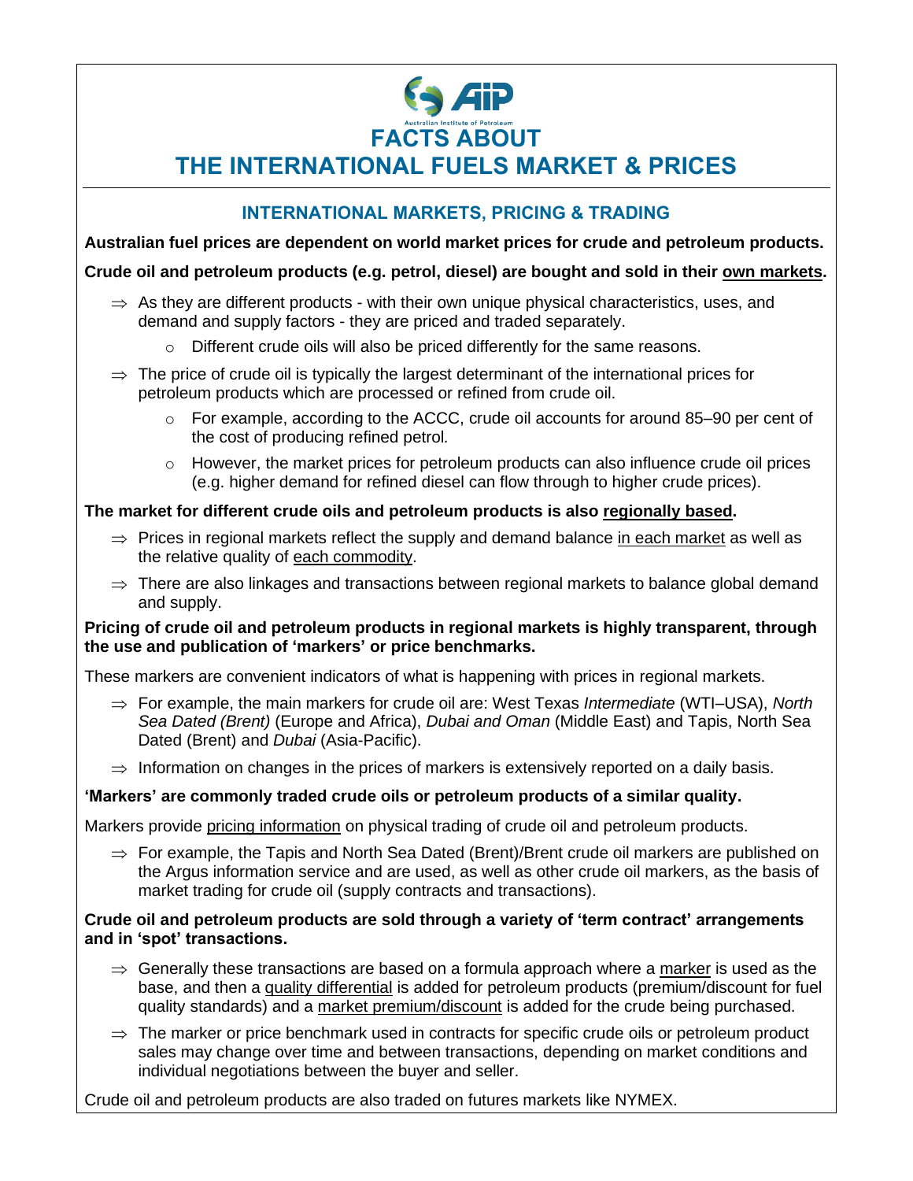# FACTS ABOUT THE INTERNATIONAL FUELS MARKET & PRICES

## INTERNATIONAL MARKETS, PRICING & TRADING

**Australian fuel prices are dependent on world market prices for crude and petroleum products.**

**Crude oil and petroleum products (e.g. petrol, diesel) are bought and sold in their own markets.**

- ⇒ As they are different products - with their own unique physical characteristics, uses, and demand and supply factors - they are priced and traded separately.
  - o Different crude oils will also be priced differently for the same reasons.
- ⇒ The price of crude oil is typically the largest determinant of the international prices for petroleum products which are processed or refined from crude oil.
  - o For example, according to the ACCC, crude oil accounts for around 85–90 per cent of the cost of producing refined petrol.
  - o However, the market prices for petroleum products can also influence crude oil prices (e.g. higher demand for refined diesel can flow through to higher crude prices).

**The market for different crude oils and petroleum products is also regionally based.**

- ⇒ Prices in regional markets reflect the supply and demand balance in each market as well as the relative quality of each commodity.
- ⇒ There are also linkages and transactions between regional markets to balance global demand and supply.

**Pricing of crude oil and petroleum products in regional markets is highly transparent, through the use and publication of 'markers' or price benchmarks.**

These markers are convenient indicators of what is happening with prices in regional markets.

- ⇒ For example, the main markers for crude oil are: West Texas *Intermediate* (WTI–USA), *North Sea Dated (Brent)* (Europe and Africa), *Dubai and Oman* (Middle East) and Tapis, North Sea Dated (Brent) and *Dubai* (Asia-Pacific).
- ⇒ Information on changes in the prices of markers is extensively reported on a daily basis.

**'Markers' are commonly traded crude oils or petroleum products of a similar quality.**

Markers provide pricing information on physical trading of crude oil and petroleum products.

- ⇒ For example, the Tapis and North Sea Dated (Brent)/Brent crude oil markers are published on the Argus information service and are used, as well as other crude oil markers, as the basis of market trading for crude oil (supply contracts and transactions).

**Crude oil and petroleum products are sold through a variety of 'term contract' arrangements and in 'spot' transactions.**

- ⇒ Generally these transactions are based on a formula approach where a marker is used as the base, and then a quality differential is added for petroleum products (premium/discount for fuel quality standards) and a market premium/discount is added for the crude being purchased.
- ⇒ The marker or price benchmark used in contracts for specific crude oils or petroleum product sales may change over time and between transactions, depending on market conditions and individual negotiations between the buyer and seller.

Crude oil and petroleum products are also traded on futures markets like NYMEX.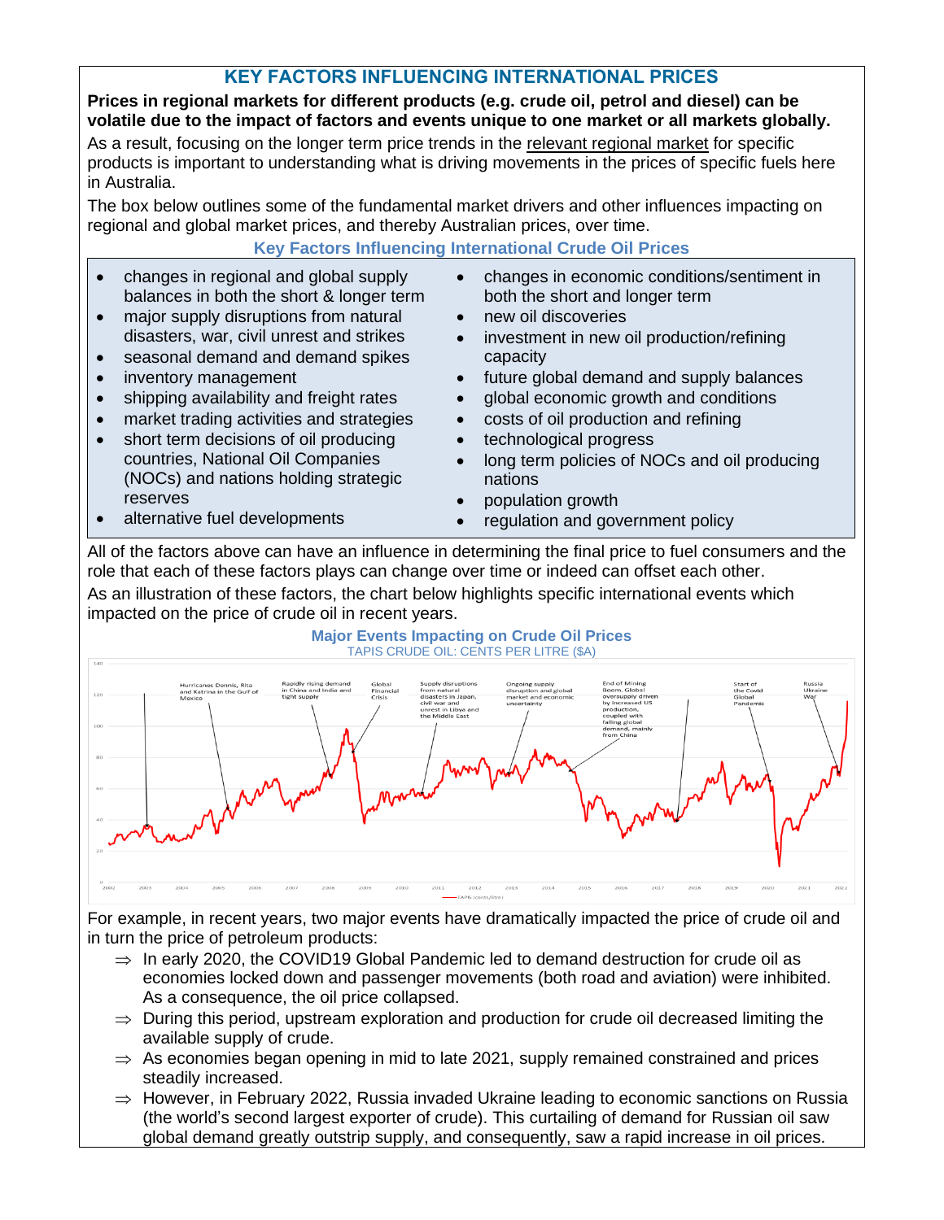## KEY FACTORS INFLUENCING INTERNATIONAL PRICES

**Prices in regional markets for different products (e.g. crude oil, petrol and diesel) can be volatile due to the impact of factors and events unique to one market or all markets globally.**

As a result, focusing on the longer term price trends in the relevant regional market for specific products is important to understanding what is driving movements in the prices of specific fuels here in Australia.

The box below outlines some of the fundamental market drivers and other influences impacting on regional and global market prices, and thereby Australian prices, over time.

### Key Factors Influencing International Crude Oil Prices

- changes in regional and global supply balances in both the short & longer term
- major supply disruptions from natural disasters, war, civil unrest and strikes
- seasonal demand and demand spikes
- inventory management
- shipping availability and freight rates
- market trading activities and strategies
- short term decisions of oil producing countries, National Oil Companies (NOCs) and nations holding strategic reserves
- alternative fuel developments
- changes in economic conditions/sentiment in both the short and longer term
- new oil discoveries
- investment in new oil production/refining capacity
- future global demand and supply balances
- global economic growth and conditions
- costs of oil production and refining
- technological progress
- long term policies of NOCs and oil producing nations
- population growth
- regulation and government policy

All of the factors above can have an influence in determining the final price to fuel consumers and the role that each of these factors plays can change over time or indeed can offset each other.

As an illustration of these factors, the chart below highlights specific international events which impacted on the price of crude oil in recent years.

### Major Events Impacting on Crude Oil Prices

TAPIS CRUDE OIL: CENTS PER LITRE ($A)

For example, in recent years, two major events have dramatically impacted the price of crude oil and in turn the price of petroleum products:

⇒ In early 2020, the COVID19 Global Pandemic led to demand destruction for crude oil as economies locked down and passenger movements (both road and aviation) were inhibited. As a consequence, the oil price collapsed.

⇒ During this period, upstream exploration and production for crude oil decreased limiting the available supply of crude.

⇒ As economies began opening in mid to late 2021, supply remained constrained and prices steadily increased.

⇒ However, in February 2022, Russia invaded Ukraine leading to economic sanctions on Russia (the world's second largest exporter of crude). This curtailing of demand for Russian oil saw global demand greatly outstrip supply, and consequently, saw a rapid increase in oil prices.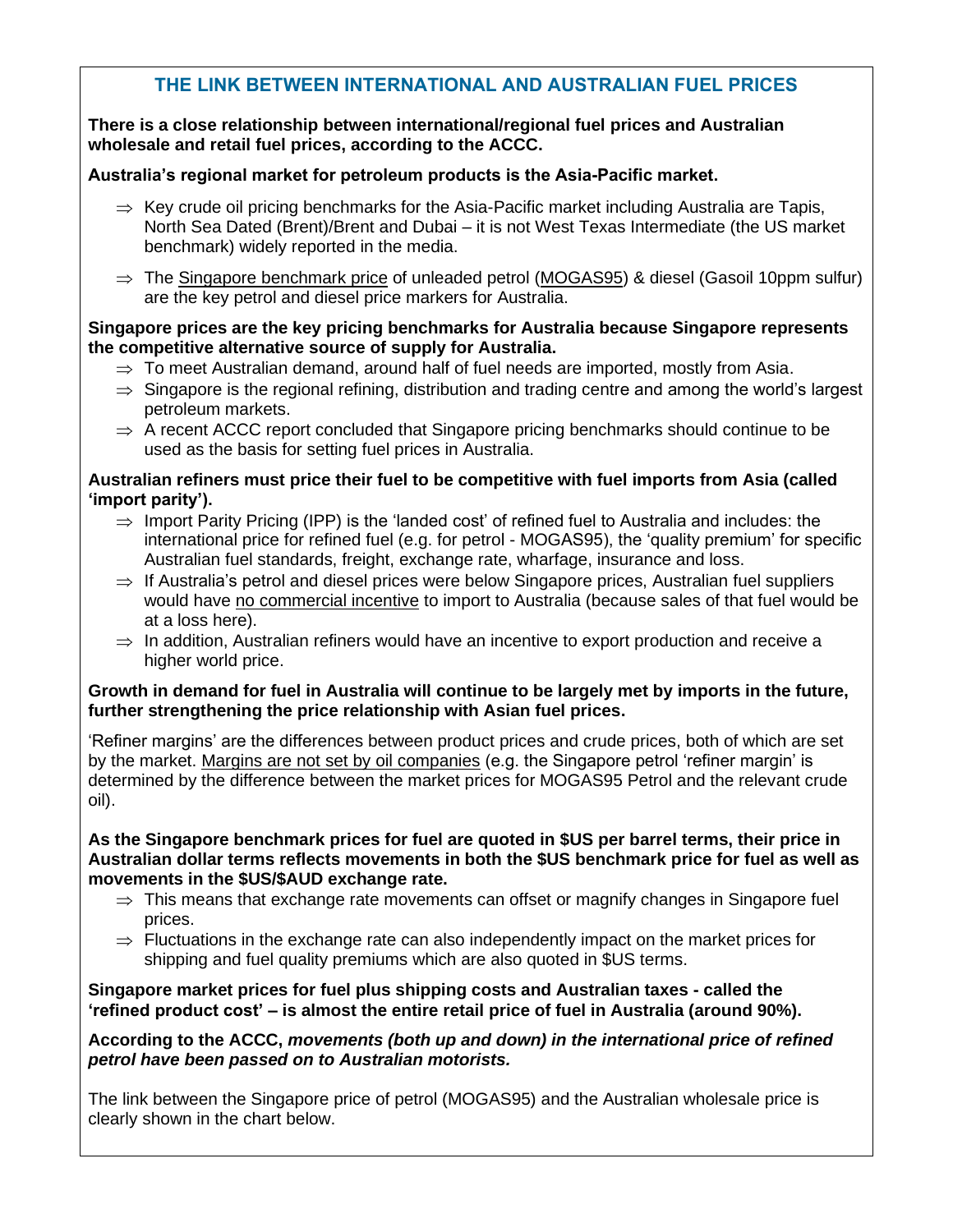## THE LINK BETWEEN INTERNATIONAL AND AUSTRALIAN FUEL PRICES

**There is a close relationship between international/regional fuel prices and Australian wholesale and retail fuel prices, according to the ACCC.**

**Australia's regional market for petroleum products is the Asia-Pacific market.**

- ⇒ Key crude oil pricing benchmarks for the Asia-Pacific market including Australia are Tapis, North Sea Dated (Brent)/Brent and Dubai – it is not West Texas Intermediate (the US market benchmark) widely reported in the media.
- ⇒ The <u>Singapore benchmark price</u> of unleaded petrol (<u>MOGAS95</u>) & diesel (Gasoil 10ppm sulfur) are the key petrol and diesel price markers for Australia.

**Singapore prices are the key pricing benchmarks for Australia because Singapore represents the competitive alternative source of supply for Australia.**

- ⇒ To meet Australian demand, around half of fuel needs are imported, mostly from Asia.
- ⇒ Singapore is the regional refining, distribution and trading centre and among the world's largest petroleum markets.
- ⇒ A recent ACCC report concluded that Singapore pricing benchmarks should continue to be used as the basis for setting fuel prices in Australia.

**Australian refiners must price their fuel to be competitive with fuel imports from Asia (called 'import parity').**

- ⇒ Import Parity Pricing (IPP) is the 'landed cost' of refined fuel to Australia and includes: the international price for refined fuel (e.g. for petrol - MOGAS95), the 'quality premium' for specific Australian fuel standards, freight, exchange rate, wharfage, insurance and loss.
- ⇒ If Australia's petrol and diesel prices were below Singapore prices, Australian fuel suppliers would have <u>no commercial incentive</u> to import to Australia (because sales of that fuel would be at a loss here).
- ⇒ In addition, Australian refiners would have an incentive to export production and receive a higher world price.

**Growth in demand for fuel in Australia will continue to be largely met by imports in the future, further strengthening the price relationship with Asian fuel prices.**

'Refiner margins' are the differences between product prices and crude prices, both of which are set by the market. <u>Margins are not set by oil companies</u> (e.g. the Singapore petrol 'refiner margin' is determined by the difference between the market prices for MOGAS95 Petrol and the relevant crude oil).

**As the Singapore benchmark prices for fuel are quoted in $US per barrel terms, their price in Australian dollar terms reflects movements in both the $US benchmark price for fuel as well as movements in the $US/$AUD exchange rate.**

- ⇒ This means that exchange rate movements can offset or magnify changes in Singapore fuel prices.
- ⇒ Fluctuations in the exchange rate can also independently impact on the market prices for shipping and fuel quality premiums which are also quoted in $US terms.

**Singapore market prices for fuel plus shipping costs and Australian taxes - called the 'refined product cost' – is almost the entire retail price of fuel in Australia (around 90%).**

**According to the ACCC, *movements (both up and down) in the international price of refined petrol have been passed on to Australian motorists.***

The link between the Singapore price of petrol (MOGAS95) and the Australian wholesale price is clearly shown in the chart below.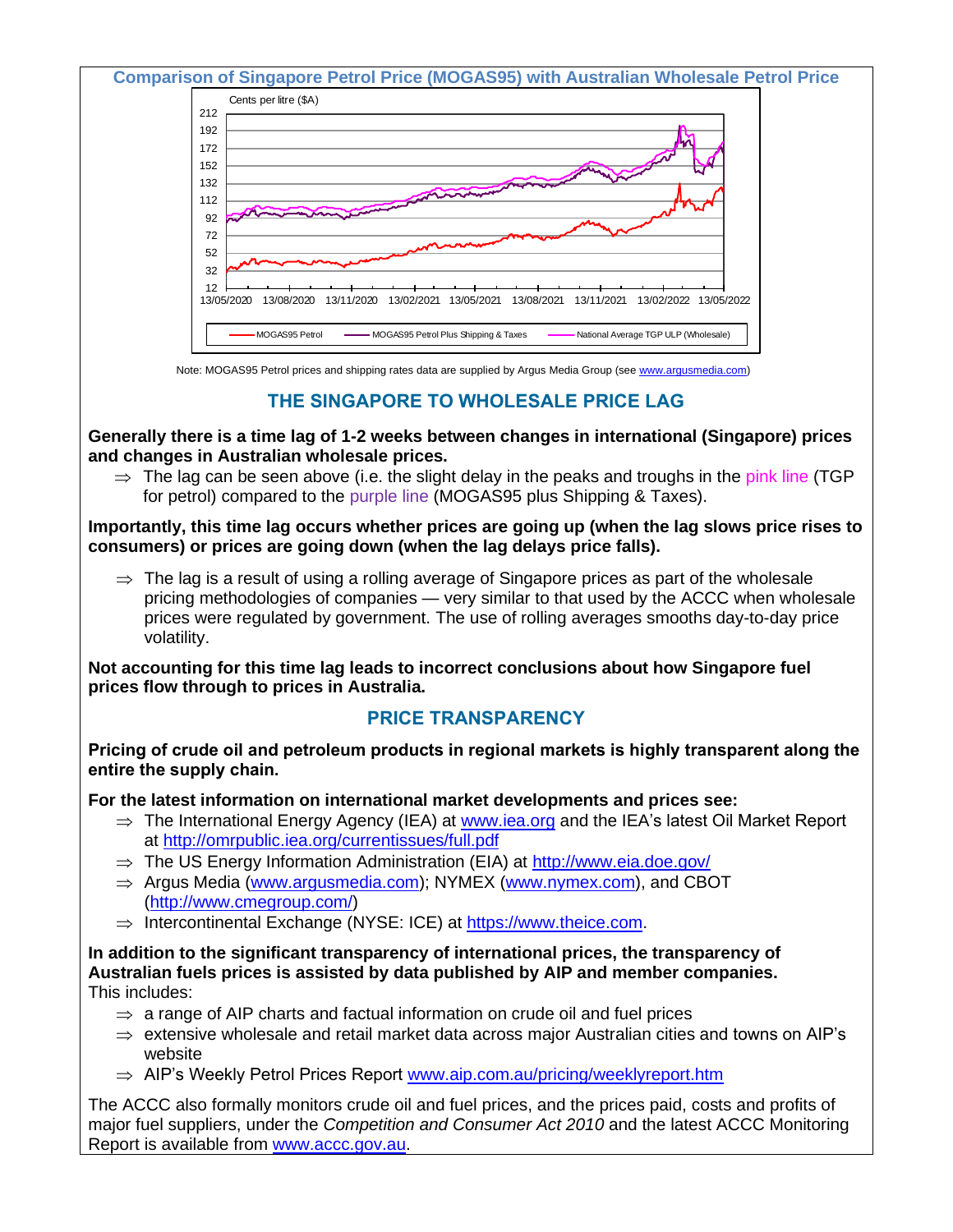**Comparison of Singapore Petrol Price (MOGAS95) with Australian Wholesale Petrol Price**

Cents per litre ($A)

212
192
172
152
132
112
92
72
52
32
12

13/05/2020 13/08/2020 13/11/2020 13/02/2021 13/05/2021 13/08/2021 13/11/2021 13/02/2022 13/05/2022

MOGAS95 Petrol
MOGAS95 Petrol Plus Shipping & Taxes
National Average TGP ULP (Wholesale)

Note: MOGAS95 Petrol prices and shipping rates data are supplied by Argus Media Group (see www.argusmedia.com)

## THE SINGAPORE TO WHOLESALE PRICE LAG

**Generally there is a time lag of 1-2 weeks between changes in international (Singapore) prices and changes in Australian wholesale prices.**

- ⇒ The lag can be seen above (i.e. the slight delay in the peaks and troughs in the pink line (TGP for petrol) compared to the purple line (MOGAS95 plus Shipping & Taxes).

**Importantly, this time lag occurs whether prices are going up (when the lag slows price rises to consumers) or prices are going down (when the lag delays price falls).**

- ⇒ The lag is a result of using a rolling average of Singapore prices as part of the wholesale pricing methodologies of companies — very similar to that used by the ACCC when wholesale prices were regulated by government. The use of rolling averages smooths day-to-day price volatility.

**Not accounting for this time lag leads to incorrect conclusions about how Singapore fuel prices flow through to prices in Australia.**

## PRICE TRANSPARENCY

**Pricing of crude oil and petroleum products in regional markets is highly transparent along the entire the supply chain.**

**For the latest information on international market developments and prices see:**

- ⇒ The International Energy Agency (IEA) at www.iea.org and the IEA's latest Oil Market Report at http://omrpublic.iea.org/currentissues/full.pdf
- ⇒ The US Energy Information Administration (EIA) at http://www.eia.doe.gov/
- ⇒ Argus Media (www.argusmedia.com); NYMEX (www.nymex.com), and CBOT (http://www.cmegroup.com/)
- ⇒ Intercontinental Exchange (NYSE: ICE) at https://www.theice.com.

**In addition to the significant transparency of international prices, the transparency of Australian fuels prices is assisted by data published by AIP and member companies.** This includes:

- ⇒ a range of AIP charts and factual information on crude oil and fuel prices
- ⇒ extensive wholesale and retail market data across major Australian cities and towns on AIP's website
- ⇒ AIP's Weekly Petrol Prices Report www.aip.com.au/pricing/weeklyreport.htm

The ACCC also formally monitors crude oil and fuel prices, and the prices paid, costs and profits of major fuel suppliers, under the *Competition and Consumer Act 2010* and the latest ACCC Monitoring Report is available from www.accc.gov.au.